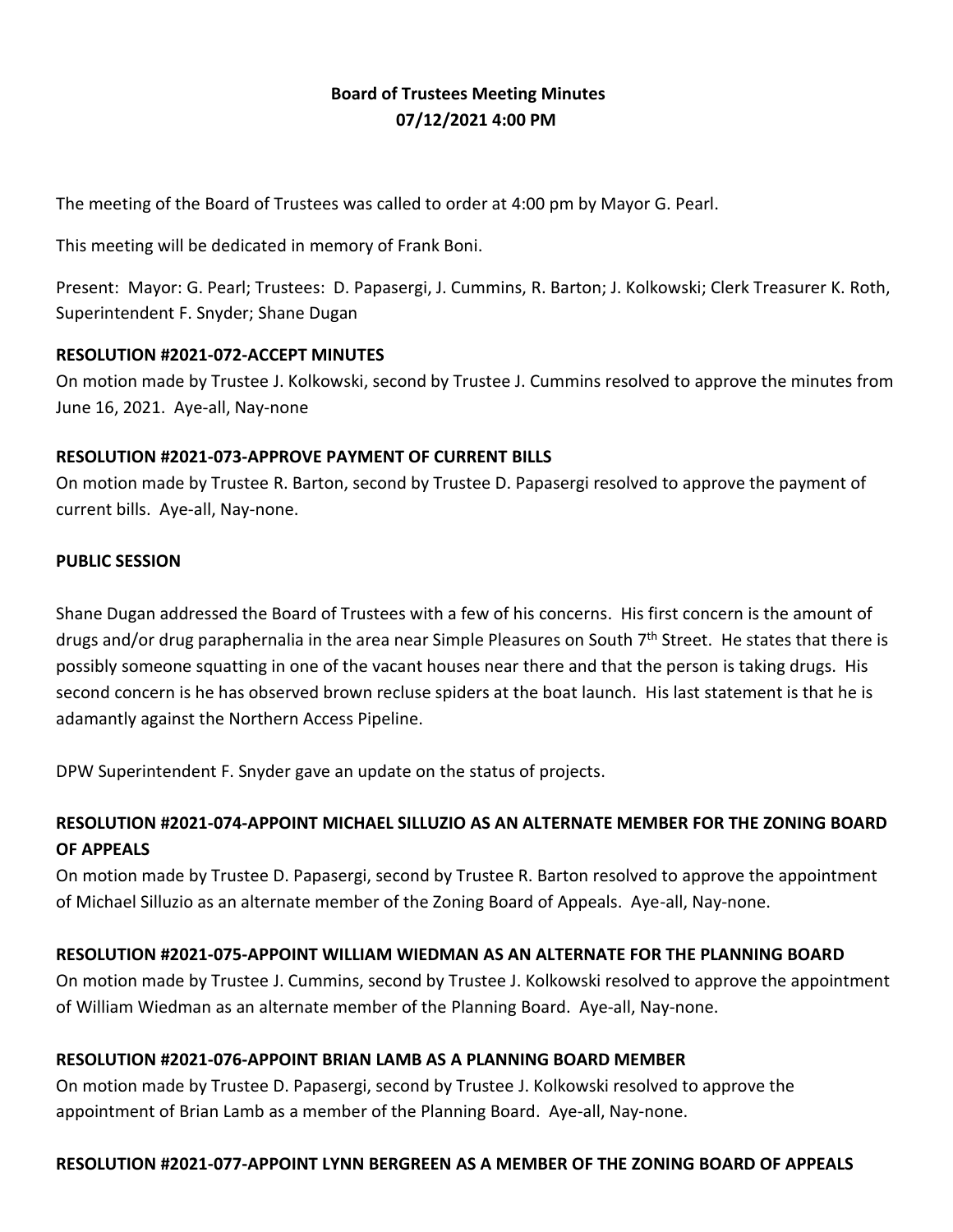# Board of Trustees Meeting Minutes
## 07/12/2021 4:00 PM

The meeting of the Board of Trustees was called to order at 4:00 pm by Mayor G. Pearl.

This meeting will be dedicated in memory of Frank Boni.

Present: Mayor: G. Pearl; Trustees: D. Papasergi, J. Cummins, R. Barton; J. Kolkowski; Clerk Treasurer K. Roth, Superintendent F. Snyder; Shane Dugan

**RESOLUTION #2021-072-ACCEPT MINUTES**

On motion made by Trustee J. Kolkowski, second by Trustee J. Cummins resolved to approve the minutes from June 16, 2021. Aye-all, Nay-none

**RESOLUTION #2021-073-APPROVE PAYMENT OF CURRENT BILLS**

On motion made by Trustee R. Barton, second by Trustee D. Papasergi resolved to approve the payment of current bills. Aye-all, Nay-none.

**PUBLIC SESSION**

Shane Dugan addressed the Board of Trustees with a few of his concerns. His first concern is the amount of drugs and/or drug paraphernalia in the area near Simple Pleasures on South 7th Street. He states that there is possibly someone squatting in one of the vacant houses near there and that the person is taking drugs. His second concern is he has observed brown recluse spiders at the boat launch. His last statement is that he is adamantly against the Northern Access Pipeline.

DPW Superintendent F. Snyder gave an update on the status of projects.

**RESOLUTION #2021-074-APPOINT MICHAEL SILLUZIO AS AN ALTERNATE MEMBER FOR THE ZONING BOARD OF APPEALS**

On motion made by Trustee D. Papasergi, second by Trustee R. Barton resolved to approve the appointment of Michael Silluzio as an alternate member of the Zoning Board of Appeals. Aye-all, Nay-none.

**RESOLUTION #2021-075-APPOINT WILLIAM WIEDMAN AS AN ALTERNATE FOR THE PLANNING BOARD**

On motion made by Trustee J. Cummins, second by Trustee J. Kolkowski resolved to approve the appointment of William Wiedman as an alternate member of the Planning Board. Aye-all, Nay-none.

**RESOLUTION #2021-076-APPOINT BRIAN LAMB AS A PLANNING BOARD MEMBER**

On motion made by Trustee D. Papasergi, second by Trustee J. Kolkowski resolved to approve the appointment of Brian Lamb as a member of the Planning Board. Aye-all, Nay-none.

**RESOLUTION #2021-077-APPOINT LYNN BERGREEN AS A MEMBER OF THE ZONING BOARD OF APPEALS**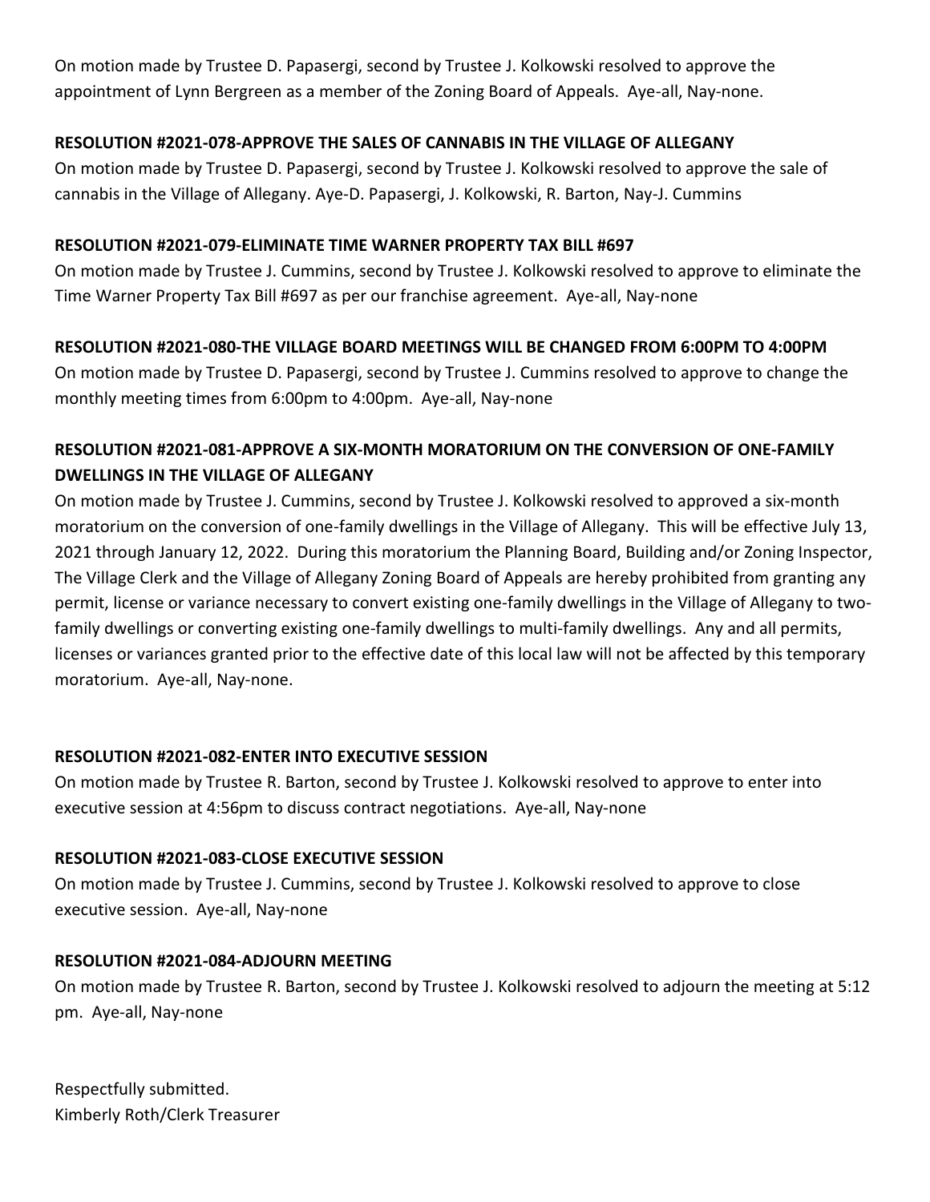On motion made by Trustee D. Papasergi, second by Trustee J. Kolkowski resolved to approve the appointment of Lynn Bergreen as a member of the Zoning Board of Appeals. Aye-all, Nay-none.

**RESOLUTION #2021-078-APPROVE THE SALES OF CANNABIS IN THE VILLAGE OF ALLEGANY**

On motion made by Trustee D. Papasergi, second by Trustee J. Kolkowski resolved to approve the sale of cannabis in the Village of Allegany. Aye-D. Papasergi, J. Kolkowski, R. Barton, Nay-J. Cummins

**RESOLUTION #2021-079-ELIMINATE TIME WARNER PROPERTY TAX BILL #697**

On motion made by Trustee J. Cummins, second by Trustee J. Kolkowski resolved to approve to eliminate the Time Warner Property Tax Bill #697 as per our franchise agreement. Aye-all, Nay-none

**RESOLUTION #2021-080-THE VILLAGE BOARD MEETINGS WILL BE CHANGED FROM 6:00PM TO 4:00PM**

On motion made by Trustee D. Papasergi, second by Trustee J. Cummins resolved to approve to change the monthly meeting times from 6:00pm to 4:00pm. Aye-all, Nay-none

**RESOLUTION #2021-081-APPROVE A SIX-MONTH MORATORIUM ON THE CONVERSION OF ONE-FAMILY DWELLINGS IN THE VILLAGE OF ALLEGANY**

On motion made by Trustee J. Cummins, second by Trustee J. Kolkowski resolved to approved a six-month moratorium on the conversion of one-family dwellings in the Village of Allegany. This will be effective July 13, 2021 through January 12, 2022. During this moratorium the Planning Board, Building and/or Zoning Inspector, The Village Clerk and the Village of Allegany Zoning Board of Appeals are hereby prohibited from granting any permit, license or variance necessary to convert existing one-family dwellings in the Village of Allegany to two-family dwellings or converting existing one-family dwellings to multi-family dwellings. Any and all permits, licenses or variances granted prior to the effective date of this local law will not be affected by this temporary moratorium. Aye-all, Nay-none.

**RESOLUTION #2021-082-ENTER INTO EXECUTIVE SESSION**

On motion made by Trustee R. Barton, second by Trustee J. Kolkowski resolved to approve to enter into executive session at 4:56pm to discuss contract negotiations. Aye-all, Nay-none

**RESOLUTION #2021-083-CLOSE EXECUTIVE SESSION**

On motion made by Trustee J. Cummins, second by Trustee J. Kolkowski resolved to approve to close executive session. Aye-all, Nay-none

**RESOLUTION #2021-084-ADJOURN MEETING**

On motion made by Trustee R. Barton, second by Trustee J. Kolkowski resolved to adjourn the meeting at 5:12 pm. Aye-all, Nay-none

Respectfully submitted.
Kimberly Roth/Clerk Treasurer